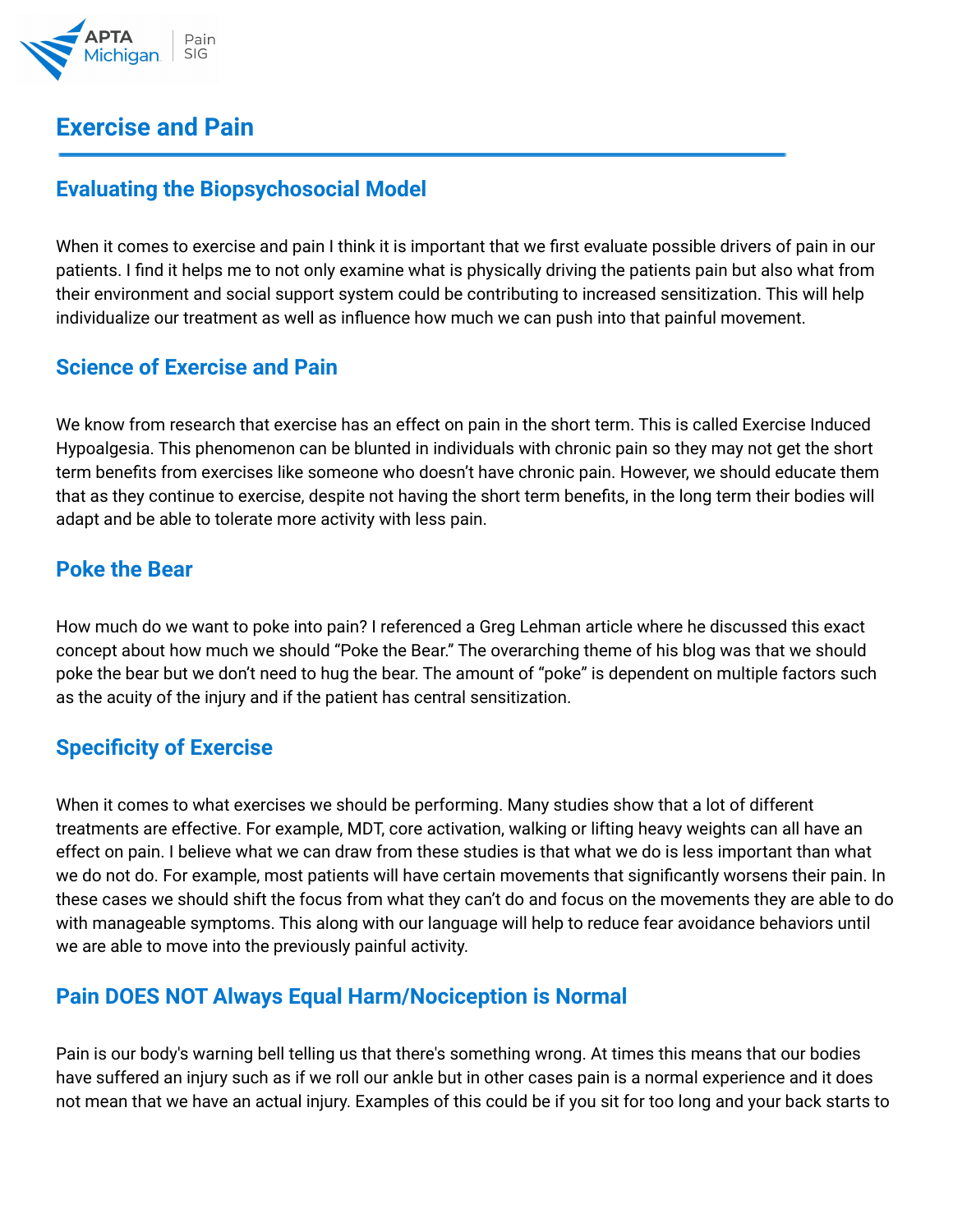# Exercise and Pain

## Evaluating the Biopsychosocial Model

When it comes to exercise and pain I think it is important that we first evaluate possible drivers of pain in our patients. I find it helps me to not only examine what is physically driving the patients pain but also what from their environment and social support system could be contributing to increased sensitization. This will help individualize our treatment as well as influence how much we can push into that painful movement.

## Science of Exercise and Pain

We know from research that exercise has an effect on pain in the short term. This is called Exercise Induced Hypoalgesia. This phenomenon can be blunted in individuals with chronic pain so they may not get the short term benefits from exercises like someone who doesn't have chronic pain. However, we should educate them that as they continue to exercise, despite not having the short term benefits, in the long term their bodies will adapt and be able to tolerate more activity with less pain.

## Poke the Bear

How much do we want to poke into pain? I referenced a Greg Lehman article where he discussed this exact concept about how much we should "Poke the Bear." The overarching theme of his blog was that we should poke the bear but we don't need to hug the bear. The amount of "poke" is dependent on multiple factors such as the acuity of the injury and if the patient has central sensitization.

## Specificity of Exercise

When it comes to what exercises we should be performing. Many studies show that a lot of different treatments are effective. For example, MDT, core activation, walking or lifting heavy weights can all have an effect on pain. I believe what we can draw from these studies is that what we do is less important than what we do not do. For example, most patients will have certain movements that significantly worsens their pain. In these cases we should shift the focus from what they can't do and focus on the movements they are able to do with manageable symptoms. This along with our language will help to reduce fear avoidance behaviors until we are able to move into the previously painful activity.

## Pain DOES NOT Always Equal Harm/Nociception is Normal

Pain is our body's warning bell telling us that there's something wrong. At times this means that our bodies have suffered an injury such as if we roll our ankle but in other cases pain is a normal experience and it does not mean that we have an actual injury. Examples of this could be if you sit for too long and your back starts to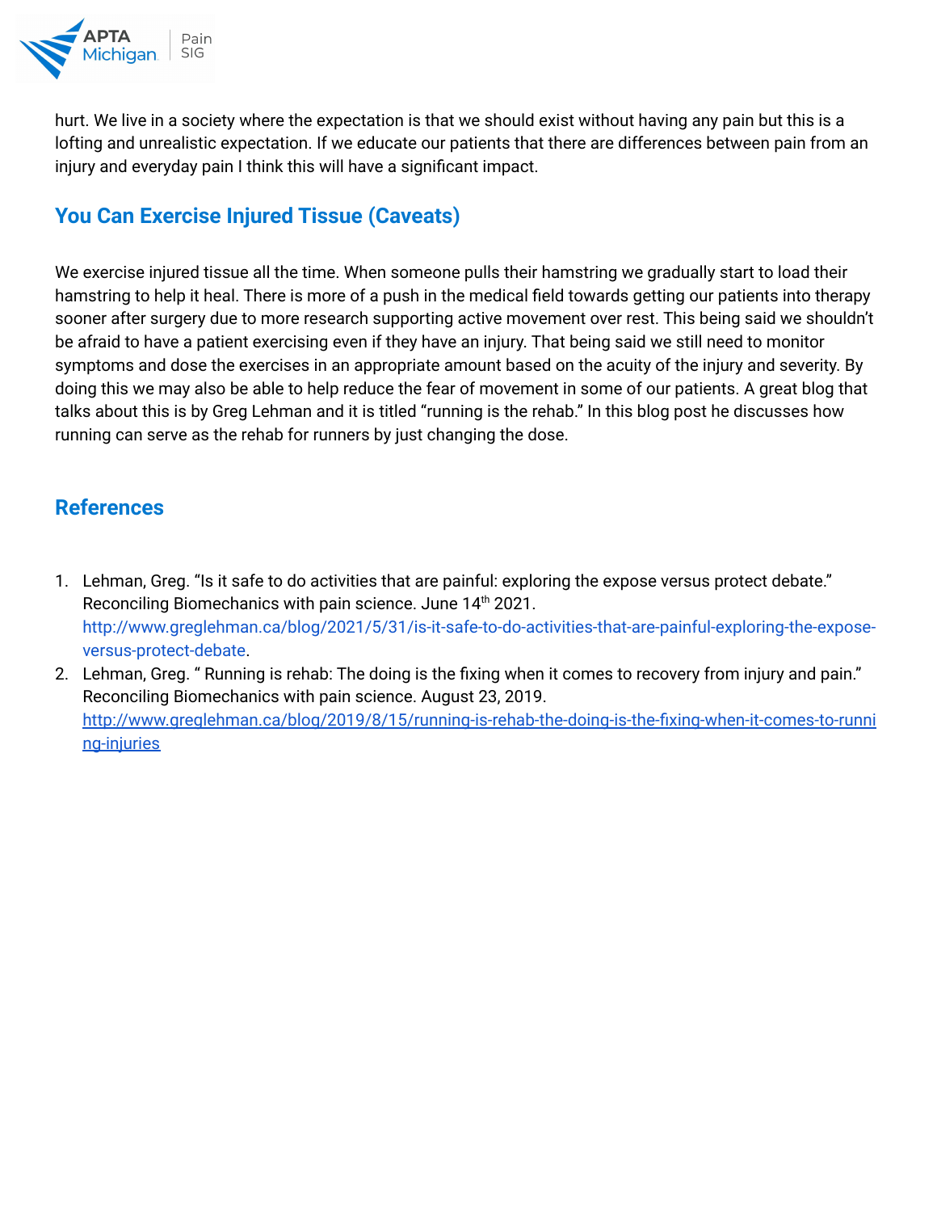hurt. We live in a society where the expectation is that we should exist without having any pain but this is a lofting and unrealistic expectation. If we educate our patients that there are differences between pain from an injury and everyday pain I think this will have a significant impact.

## You Can Exercise Injured Tissue (Caveats)

We exercise injured tissue all the time. When someone pulls their hamstring we gradually start to load their hamstring to help it heal. There is more of a push in the medical field towards getting our patients into therapy sooner after surgery due to more research supporting active movement over rest. This being said we shouldn't be afraid to have a patient exercising even if they have an injury. That being said we still need to monitor symptoms and dose the exercises in an appropriate amount based on the acuity of the injury and severity. By doing this we may also be able to help reduce the fear of movement in some of our patients. A great blog that talks about this is by Greg Lehman and it is titled "running is the rehab." In this blog post he discusses how running can serve as the rehab for runners by just changing the dose.

## References

1. Lehman, Greg. "Is it safe to do activities that are painful: exploring the expose versus protect debate." Reconciling Biomechanics with pain science. June 14th 2021. http://www.greglehman.ca/blog/2021/5/31/is-it-safe-to-do-activities-that-are-painful-exploring-the-expose-versus-protect-debate.
2. Lehman, Greg. " Running is rehab: The doing is the fixing when it comes to recovery from injury and pain." Reconciling Biomechanics with pain science. August 23, 2019. http://www.greglehman.ca/blog/2019/8/15/running-is-rehab-the-doing-is-the-fixing-when-it-comes-to-running-injuries